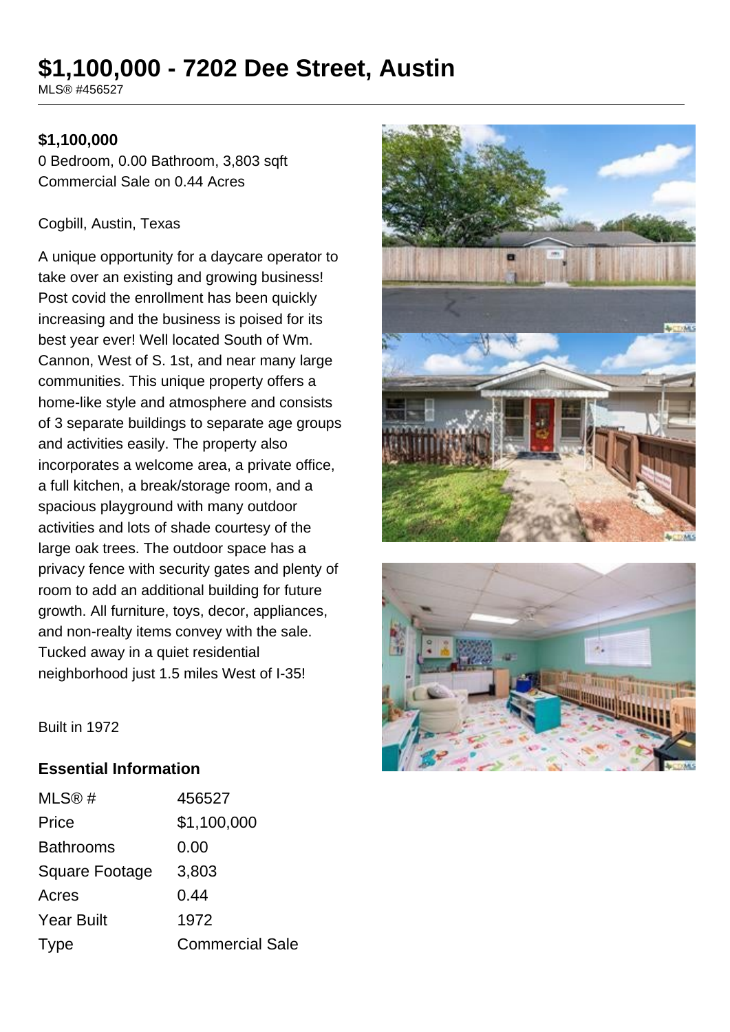# $1,100,000 - 7202 Dee Street, Austin

MLS® #456527

**$1,100,000**

0 Bedroom, 0.00 Bathroom, 3,803 sqft
Commercial Sale on 0.44 Acres

Cogbill, Austin, Texas

A unique opportunity for a daycare operator to take over an existing and growing business! Post covid the enrollment has been quickly increasing and the business is poised for its best year ever! Well located South of Wm. Cannon, West of S. 1st, and near many large communities. This unique property offers a home-like style and atmosphere and consists of 3 separate buildings to separate age groups and activities easily. The property also incorporates a welcome area, a private office, a full kitchen, a break/storage room, and a spacious playground with many outdoor activities and lots of shade courtesy of the large oak trees. The outdoor space has a privacy fence with security gates and plenty of room to add an additional building for future growth. All furniture, toys, decor, appliances, and non-realty items convey with the sale. Tucked away in a quiet residential neighborhood just 1.5 miles West of I-35!

Built in 1972

## Essential Information

| | |
|---|---|
| MLS® # | 456527 |
| Price | $1,100,000 |
| Bathrooms | 0.00 |
| Square Footage | 3,803 |
| Acres | 0.44 |
| Year Built | 1972 |
| Type | Commercial Sale |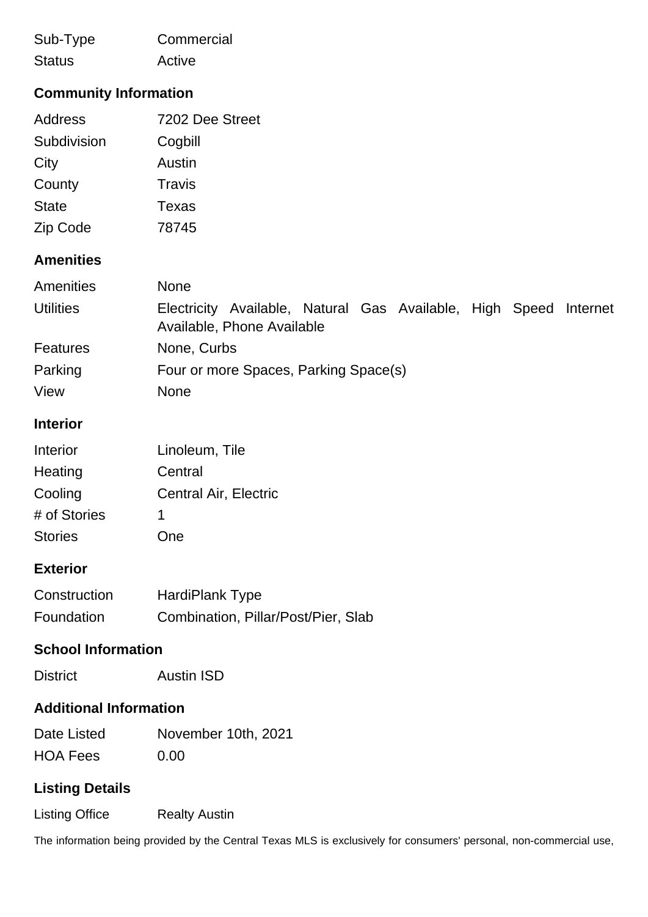| | |
|---|---|
| Sub-Type | Commercial |
| Status | Active |

## Community Information

| | |
|---|---|
| Address | 7202 Dee Street |
| Subdivision | Cogbill |
| City | Austin |
| County | Travis |
| State | Texas |
| Zip Code | 78745 |

## Amenities

| | |
|---|---|
| Amenities | None |
| Utilities | Electricity Available, Natural Gas Available, High Speed Internet Available, Phone Available |
| Features | None, Curbs |
| Parking | Four or more Spaces, Parking Space(s) |
| View | None |

## Interior

| | |
|---|---|
| Interior | Linoleum, Tile |
| Heating | Central |
| Cooling | Central Air, Electric |
| # of Stories | 1 |
| Stories | One |

## Exterior

| | |
|---|---|
| Construction | HardiPlank Type |
| Foundation | Combination, Pillar/Post/Pier, Slab |

## School Information

| | |
|---|---|
| District | Austin ISD |

## Additional Information

| | |
|---|---|
| Date Listed | November 10th, 2021 |
| HOA Fees | 0.00 |

## Listing Details

| | |
|---|---|
| Listing Office | Realty Austin |

The information being provided by the Central Texas MLS is exclusively for consumers' personal, non-commercial use,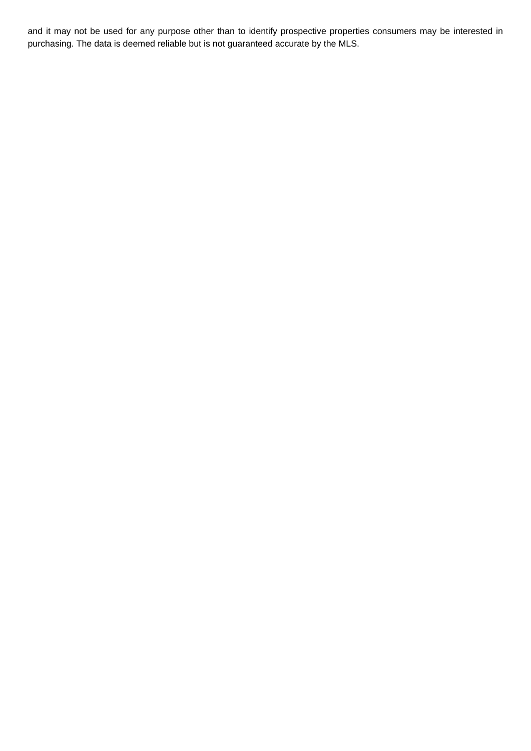and it may not be used for any purpose other than to identify prospective properties consumers may be interested in purchasing. The data is deemed reliable but is not guaranteed accurate by the MLS.